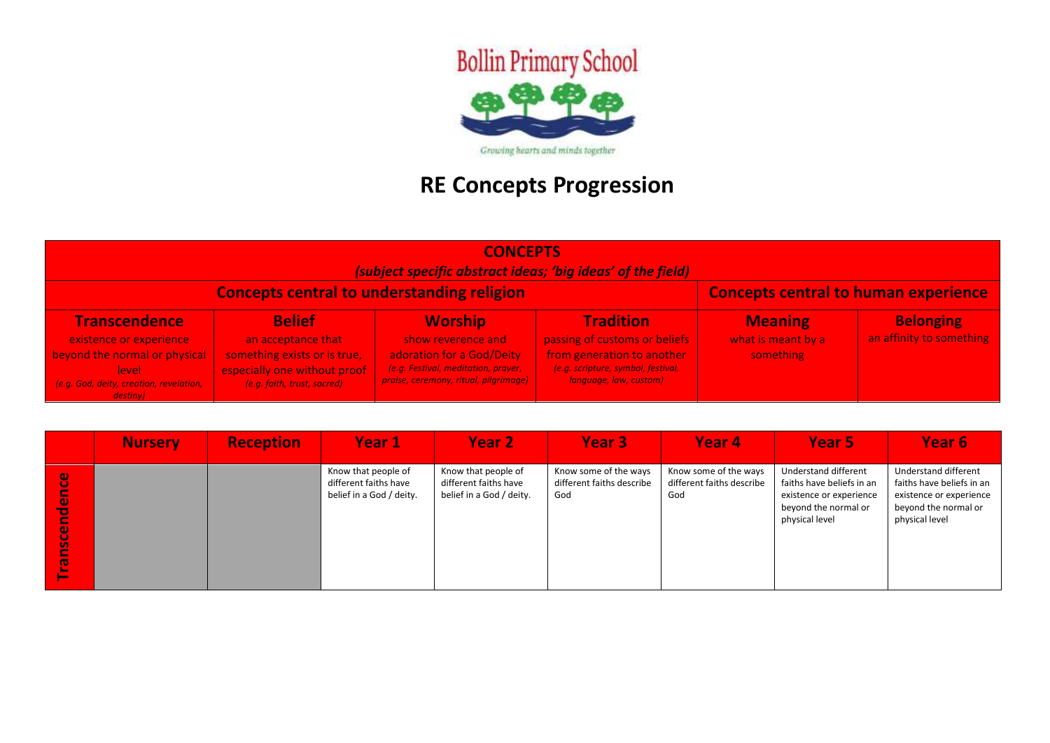# Bollin Primary School

*Growing hearts and minds together*

# RE Concepts Progression

| **CONCEPTS** *(subject specific abstract ideas; 'big ideas' of the field)* | | | | | |
|---|---|---|---|---|---|
| **Concepts central to understanding religion** | | | | **Concepts central to human experience** | |
| **Transcendence** existence or experience beyond the normal or physical level *(e.g. God, deity, creation, revelation, destiny)* | **Belief** an acceptance that something exists or is true, especially one without proof *(e.g. faith, trust, sacred)* | **Worship** show reverence and adoration for a God/Deity *(e.g. Festival, meditation, prayer, praise, ceremony, ritual, pilgrimage)* | **Tradition** passing of customs or beliefs from generation to another *(e.g. scripture, symbol, festival, language, law, custom)* | **Meaning** what is meant by a something | **Belonging** an affinity to something |

| | Nursery | Reception | Year 1 | Year 2 | Year 3 | Year 4 | Year 5 | Year 6 |
|---|---|---|---|---|---|---|---|---|
| **Transcendence** | | | Know that people of different faiths have belief in a God / deity. | Know that people of different faiths have belief in a God / deity. | Know some of the ways different faiths describe God | Know some of the ways different faiths describe God | Understand different faiths have beliefs in an existence or experience beyond the normal or physical level | Understand different faiths have beliefs in an existence or experience beyond the normal or physical level |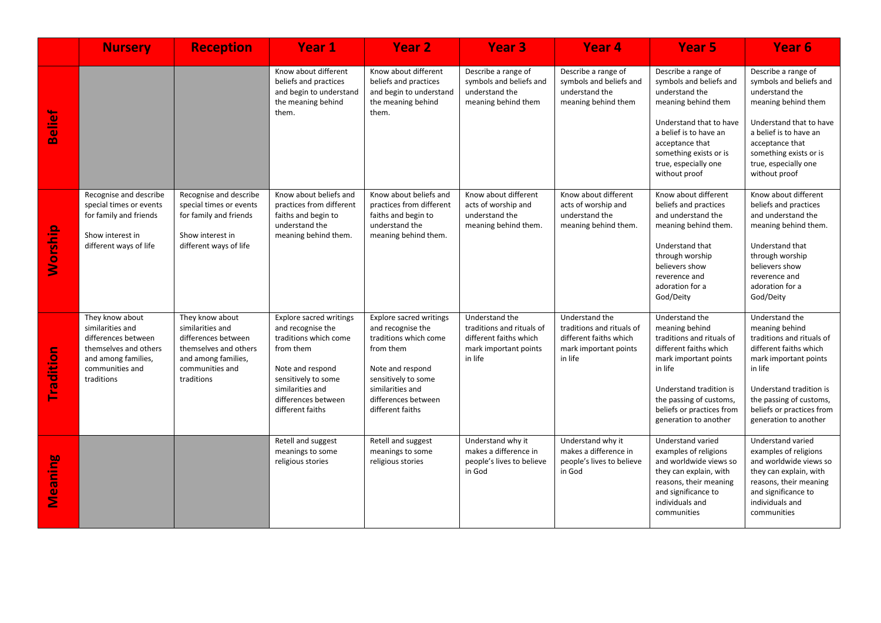| | Nursery | Reception | Year 1 | Year 2 | Year 3 | Year 4 | Year 5 | Year 6 |
|---|---|---|---|---|---|---|---|---|
| **Belief** | | | Know about different beliefs and practices and begin to understand the meaning behind them. | Know about different beliefs and practices and begin to understand the meaning behind them. | Describe a range of symbols and beliefs and understand the meaning behind them | Describe a range of symbols and beliefs and understand the meaning behind them | Describe a range of symbols and beliefs and understand the meaning behind them<br><br>Understand that to have a belief is to have an acceptance that something exists or is true, especially one without proof | Describe a range of symbols and beliefs and understand the meaning behind them<br><br>Understand that to have a belief is to have an acceptance that something exists or is true, especially one without proof |
| **Worship** | Recognise and describe special times or events for family and friends<br><br>Show interest in different ways of life | Recognise and describe special times or events for family and friends<br><br>Show interest in different ways of life | Know about beliefs and practices from different faiths and begin to understand the meaning behind them. | Know about beliefs and practices from different faiths and begin to understand the meaning behind them. | Know about different acts of worship and understand the meaning behind them. | Know about different acts of worship and understand the meaning behind them. | Know about different beliefs and practices and understand the meaning behind them.<br><br>Understand that through worship believers show reverence and adoration for a God/Deity | Know about different beliefs and practices and understand the meaning behind them.<br><br>Understand that through worship believers show reverence and adoration for a God/Deity |
| **Tradition** | They know about similarities and differences between themselves and others and among families, communities and traditions | They know about similarities and differences between themselves and others and among families, communities and traditions | Explore sacred writings and recognise the traditions which come from them<br><br>Note and respond sensitively to some similarities and differences between different faiths | Explore sacred writings and recognise the traditions which come from them<br><br>Note and respond sensitively to some similarities and differences between different faiths | Understand the traditions and rituals of different faiths which mark important points in life | Understand the traditions and rituals of different faiths which mark important points in life | Understand the meaning behind traditions and rituals of different faiths which mark important points in life<br><br>Understand tradition is the passing of customs, beliefs or practices from generation to another | Understand the meaning behind traditions and rituals of different faiths which mark important points in life<br><br>Understand tradition is the passing of customs, beliefs or practices from generation to another |
| **Meaning** | | | Retell and suggest meanings to some religious stories | Retell and suggest meanings to some religious stories | Understand why it makes a difference in people's lives to believe in God | Understand why it makes a difference in people's lives to believe in God | Understand varied examples of religions and worldwide views so they can explain, with reasons, their meaning and significance to individuals and communities | Understand varied examples of religions and worldwide views so they can explain, with reasons, their meaning and significance to individuals and communities |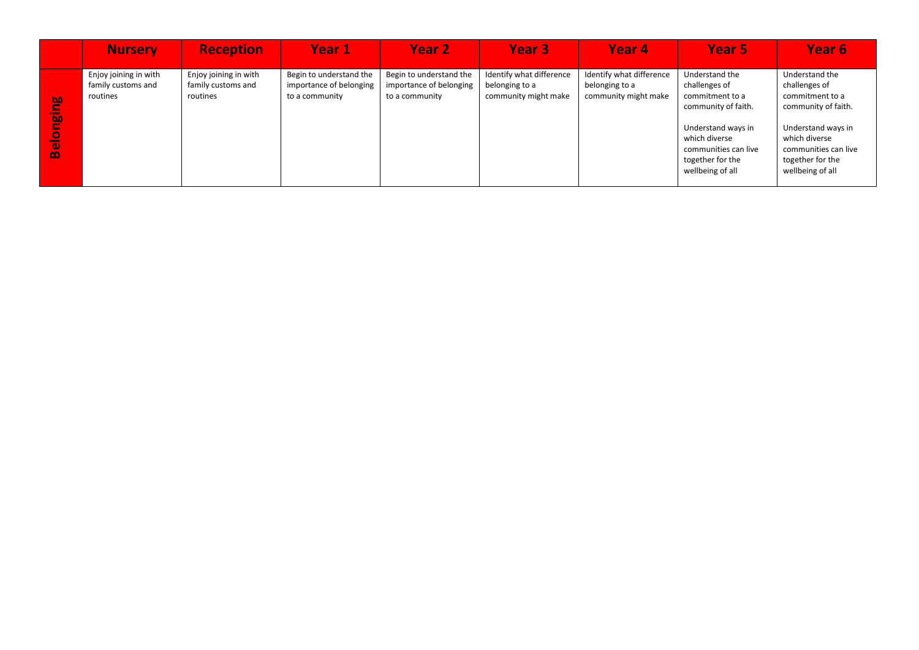| | Nursery | Reception | Year 1 | Year 2 | Year 3 | Year 4 | Year 5 | Year 6 |
|---|---|---|---|---|---|---|---|---|
| **Belonging** | Enjoy joining in with family customs and routines | Enjoy joining in with family customs and routines | Begin to understand the importance of belonging to a community | Begin to understand the importance of belonging to a community | Identify what difference belonging to a community might make | Identify what difference belonging to a community might make | Understand the challenges of commitment to a community of faith.<br><br>Understand ways in which diverse communities can live together for the wellbeing of all | Understand the challenges of commitment to a community of faith.<br><br>Understand ways in which diverse communities can live together for the wellbeing of all |